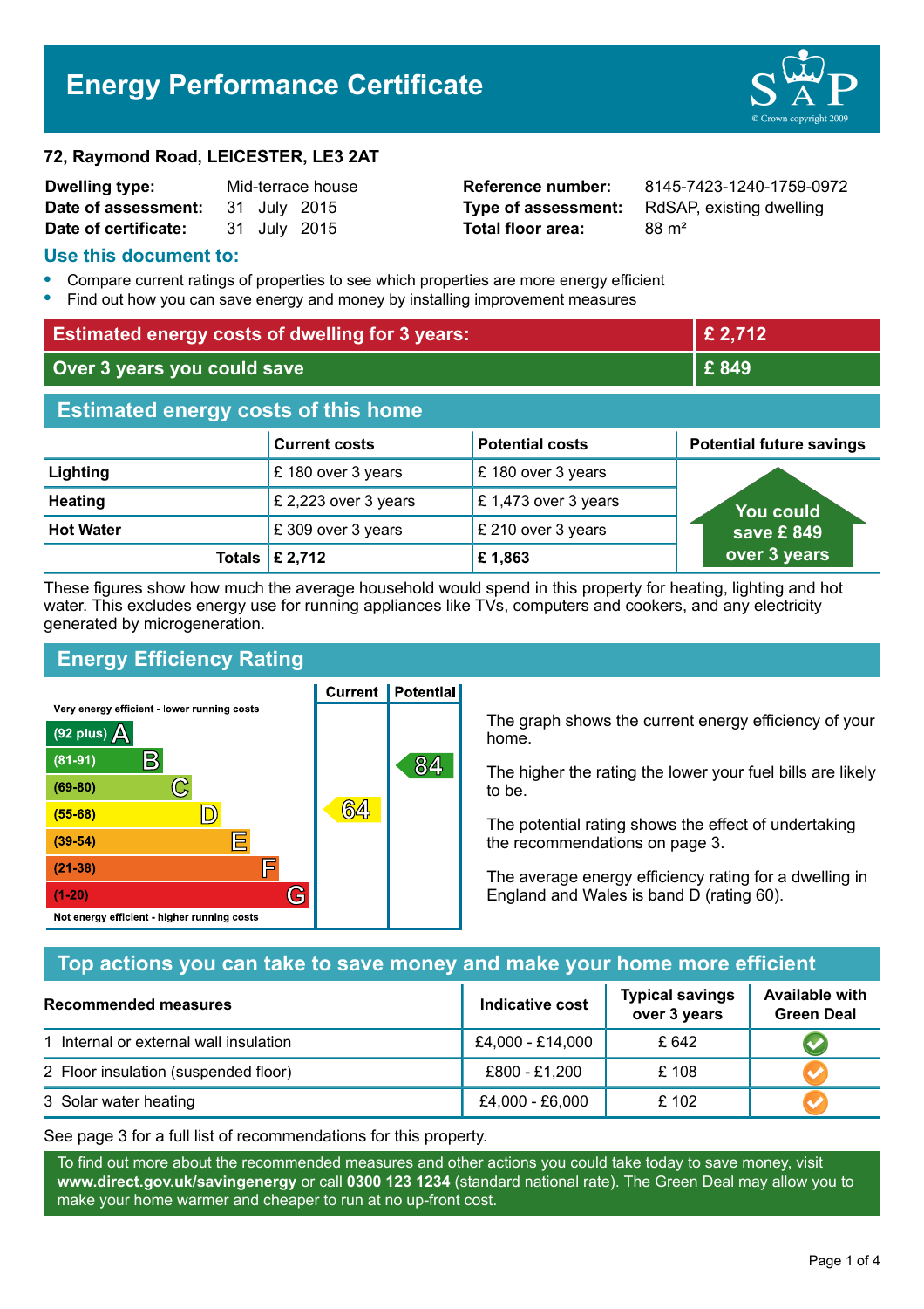# Energy Performance Certificate

**72, Raymond Road, LEICESTER, LE3 2AT**

| | | | |
|---|---|---|---|
| **Dwelling type:** | Mid-terrace house | **Reference number:** | 8145-7423-1240-1759-0972 |
| **Date of assessment:** | 31 July 2015 | **Type of assessment:** | RdSAP, existing dwelling |
| **Date of certificate:** | 31 July 2015 | **Total floor area:** | 88 m² |

## Use this document to:

- Compare current ratings of properties to see which properties are more energy efficient
- Find out how you can save energy and money by installing improvement measures

| | |
|---|---|
| **Estimated energy costs of dwelling for 3 years:** | **£ 2,712** |
| **Over 3 years you could save** | **£ 849** |

## Estimated energy costs of this home

| | Current costs | Potential costs | Potential future savings |
|---|---|---|---|
| **Lighting** | £ 180 over 3 years | £ 180 over 3 years | You could save £ 849 over 3 years |
| **Heating** | £ 2,223 over 3 years | £ 1,473 over 3 years | |
| **Hot Water** | £ 309 over 3 years | £ 210 over 3 years | |
| **Totals** | **£ 2,712** | **£ 1,863** | |

These figures show how much the average household would spend in this property for heating, lighting and hot water. This excludes energy use for running appliances like TVs, computers and cookers, and any electricity generated by microgeneration.

## Energy Efficiency Rating

| Rating band | Current | Potential |
|---|---|---|
| Very energy efficient - lower running costs | | |
| (92 plus) A | | |
| (81-91) B | | 84 |
| (69-80) C | | |
| (55-68) D | 64 | |
| (39-54) E | | |
| (21-38) F | | |
| (1-20) G | | |
| Not energy efficient - higher running costs | | |

The graph shows the current energy efficiency of your home.

The higher the rating the lower your fuel bills are likely to be.

The potential rating shows the effect of undertaking the recommendations on page 3.

The average energy efficiency rating for a dwelling in England and Wales is band D (rating 60).

## Top actions you can take to save money and make your home more efficient

| Recommended measures | Indicative cost | Typical savings over 3 years | Available with Green Deal |
|---|---|---|---|
| 1 Internal or external wall insulation | £4,000 - £14,000 | £ 642 | ✓ |
| 2 Floor insulation (suspended floor) | £800 - £1,200 | £ 108 | ✓ |
| 3 Solar water heating | £4,000 - £6,000 | £ 102 | ✓ |

See page 3 for a full list of recommendations for this property.

To find out more about the recommended measures and other actions you could take today to save money, visit **www.direct.gov.uk/savingenergy** or call **0300 123 1234** (standard national rate). The Green Deal may allow you to make your home warmer and cheaper to run at no up-front cost.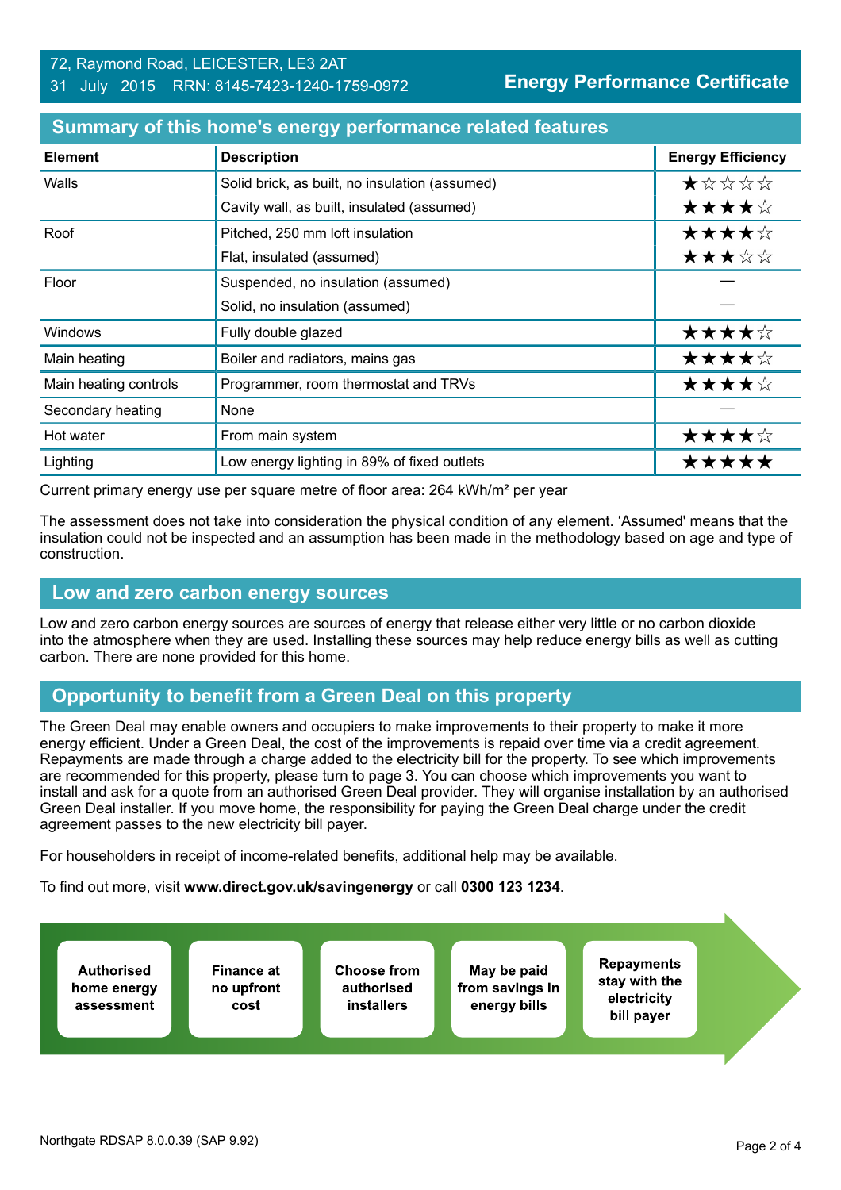72, Raymond Road, LEICESTER, LE3 2AT
31 July 2015 RRN: 8145-7423-1240-1759-0972

**Energy Performance Certificate**

## Summary of this home's energy performance related features

| Element | Description | Energy Efficiency |
|---|---|---|
| Walls | Solid brick, as built, no insulation (assumed) | ★☆☆☆☆ |
| | Cavity wall, as built, insulated (assumed) | ★★★★☆ |
| Roof | Pitched, 250 mm loft insulation | ★★★★☆ |
| | Flat, insulated (assumed) | ★★★☆☆ |
| Floor | Suspended, no insulation (assumed) | — |
| | Solid, no insulation (assumed) | — |
| Windows | Fully double glazed | ★★★★☆ |
| Main heating | Boiler and radiators, mains gas | ★★★★☆ |
| Main heating controls | Programmer, room thermostat and TRVs | ★★★★☆ |
| Secondary heating | None | — |
| Hot water | From main system | ★★★★☆ |
| Lighting | Low energy lighting in 89% of fixed outlets | ★★★★★ |

Current primary energy use per square metre of floor area: 264 kWh/m² per year

The assessment does not take into consideration the physical condition of any element. 'Assumed' means that the insulation could not be inspected and an assumption has been made in the methodology based on age and type of construction.

## Low and zero carbon energy sources

Low and zero carbon energy sources are sources of energy that release either very little or no carbon dioxide into the atmosphere when they are used. Installing these sources may help reduce energy bills as well as cutting carbon. There are none provided for this home.

## Opportunity to benefit from a Green Deal on this property

The Green Deal may enable owners and occupiers to make improvements to their property to make it more energy efficient. Under a Green Deal, the cost of the improvements is repaid over time via a credit agreement. Repayments are made through a charge added to the electricity bill for the property. To see which improvements are recommended for this property, please turn to page 3. You can choose which improvements you want to install and ask for a quote from an authorised Green Deal provider. They will organise installation by an authorised Green Deal installer. If you move home, the responsibility for paying the Green Deal charge under the credit agreement passes to the new electricity bill payer.

For householders in receipt of income-related benefits, additional help may be available.

To find out more, visit **www.direct.gov.uk/savingenergy** or call **0300 123 1234**.

- **Authorised home energy assessment**
- **Finance at no upfront cost**
- **Choose from authorised installers**
- **May be paid from savings in energy bills**
- **Repayments stay with the electricity bill payer**

Northgate RDSAP 8.0.0.39 (SAP 9.92)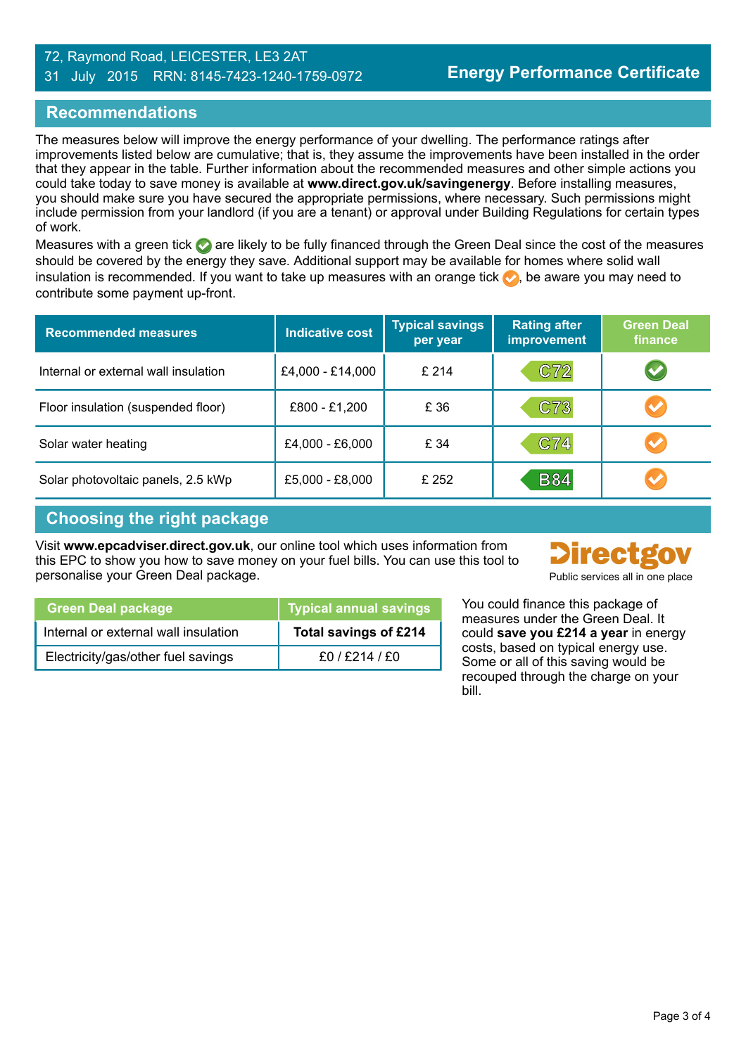72, Raymond Road, LEICESTER, LE3 2AT
31 July 2015 RRN: 8145-7423-1240-1759-0972

**Energy Performance Certificate**

## Recommendations

The measures below will improve the energy performance of your dwelling. The performance ratings after improvements listed below are cumulative; that is, they assume the improvements have been installed in the order that they appear in the table. Further information about the recommended measures and other simple actions you could take today to save money is available at **www.direct.gov.uk/savingenergy**. Before installing measures, you should make sure you have secured the appropriate permissions, where necessary. Such permissions might include permission from your landlord (if you are a tenant) or approval under Building Regulations for certain types of work.

Measures with a green tick are likely to be fully financed through the Green Deal since the cost of the measures should be covered by the energy they save. Additional support may be available for homes where solid wall insulation is recommended. If you want to take up measures with an orange tick, be aware you may need to contribute some payment up-front.

| Recommended measures | Indicative cost | Typical savings per year | Rating after improvement | Green Deal finance |
|---|---|---|---|---|
| Internal or external wall insulation | £4,000 - £14,000 | £ 214 | C72 | Green tick |
| Floor insulation (suspended floor) | £800 - £1,200 | £ 36 | C73 | Orange tick |
| Solar water heating | £4,000 - £6,000 | £ 34 | C74 | Orange tick |
| Solar photovoltaic panels, 2.5 kWp | £5,000 - £8,000 | £ 252 | B84 | Orange tick |

## Choosing the right package

Visit **www.epcadviser.direct.gov.uk**, our online tool which uses information from this EPC to show you how to save money on your fuel bills. You can use this tool to personalise your Green Deal package.

Directgov
Public services all in one place

| Green Deal package | Typical annual savings |
|---|---|
| Internal or external wall insulation | **Total savings of £214** |
| Electricity/gas/other fuel savings | £0 / £214 / £0 |

You could finance this package of measures under the Green Deal. It could **save you £214 a year** in energy costs, based on typical energy use. Some or all of this saving would be recouped through the charge on your bill.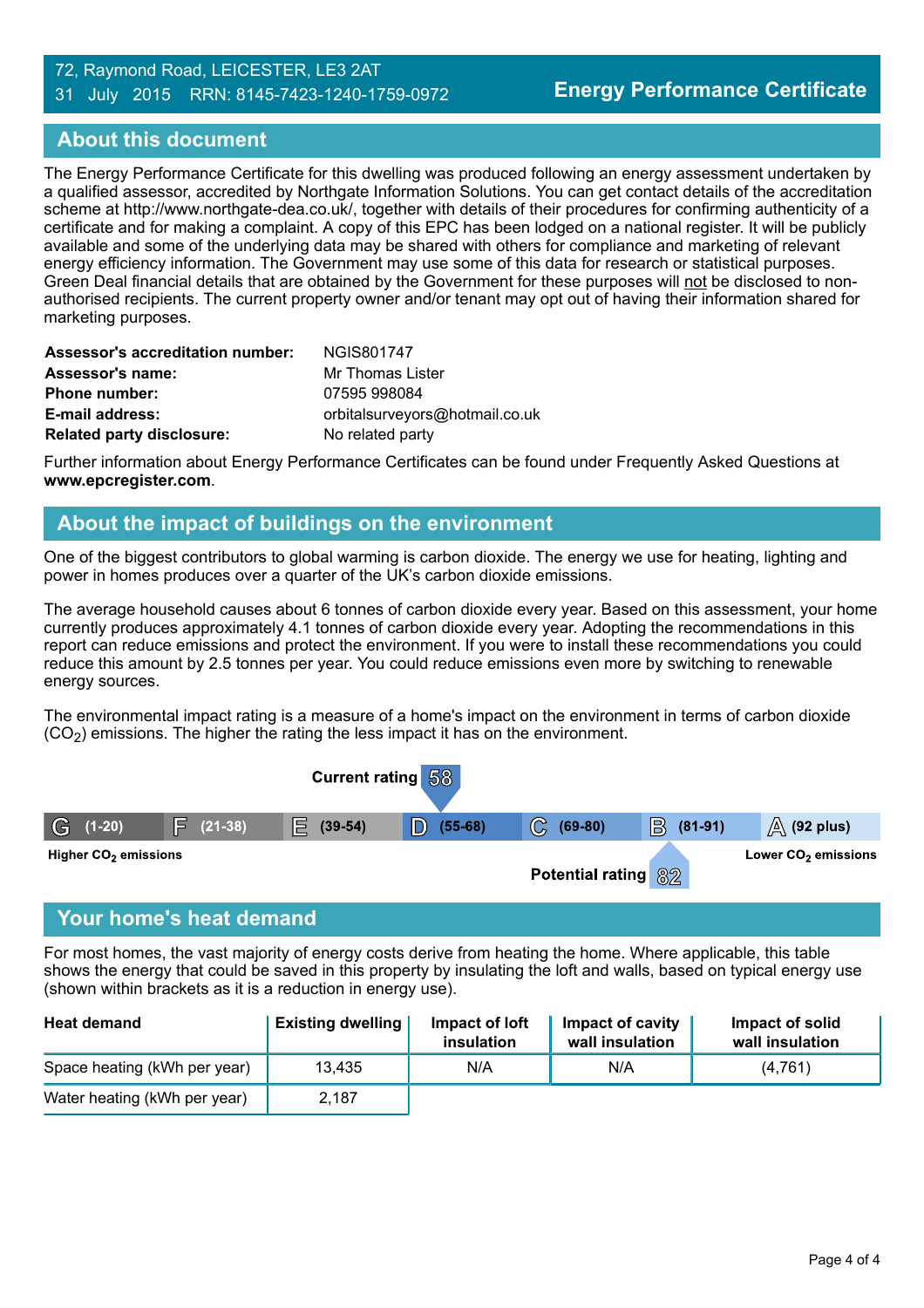72, Raymond Road, LEICESTER, LE3 2AT
31 July 2015 RRN: 8145-7423-1240-1759-0972

**Energy Performance Certificate**

## About this document

The Energy Performance Certificate for this dwelling was produced following an energy assessment undertaken by a qualified assessor, accredited by Northgate Information Solutions. You can get contact details of the accreditation scheme at http://www.northgate-dea.co.uk/, together with details of their procedures for confirming authenticity of a certificate and for making a complaint. A copy of this EPC has been lodged on a national register. It will be publicly available and some of the underlying data may be shared with others for compliance and marketing of relevant energy efficiency information. The Government may use some of this data for research or statistical purposes. Green Deal financial details that are obtained by the Government for these purposes will not be disclosed to non-authorised recipients. The current property owner and/or tenant may opt out of having their information shared for marketing purposes.

| | |
|---|---|
| **Assessor's accreditation number:** | NGIS801747 |
| **Assessor's name:** | Mr Thomas Lister |
| **Phone number:** | 07595 998084 |
| **E-mail address:** | orbitalsurveyors@hotmail.co.uk |
| **Related party disclosure:** | No related party |

Further information about Energy Performance Certificates can be found under Frequently Asked Questions at **www.epcregister.com**.

## About the impact of buildings on the environment

One of the biggest contributors to global warming is carbon dioxide. The energy we use for heating, lighting and power in homes produces over a quarter of the UK's carbon dioxide emissions.

The average household causes about 6 tonnes of carbon dioxide every year. Based on this assessment, your home currently produces approximately 4.1 tonnes of carbon dioxide every year. Adopting the recommendations in this report can reduce emissions and protect the environment. If you were to install these recommendations you could reduce this amount by 2.5 tonnes per year. You could reduce emissions even more by switching to renewable energy sources.

The environmental impact rating is a measure of a home's impact on the environment in terms of carbon dioxide ($CO_2$) emissions. The higher the rating the less impact it has on the environment.

Current rating 58

G (1-20)
F (21-38)
E (39-54)
D (55-68)
C (69-80)
B (81-91)
A (92 plus)

Higher $CO_2$ emissions

Lower $CO_2$ emissions

Potential rating 82

## Your home's heat demand

For most homes, the vast majority of energy costs derive from heating the home. Where applicable, this table shows the energy that could be saved in this property by insulating the loft and walls, based on typical energy use (shown within brackets as it is a reduction in energy use).

| Heat demand | Existing dwelling | Impact of loft insulation | Impact of cavity wall insulation | Impact of solid wall insulation |
|---|---|---|---|---|
| Space heating (kWh per year) | 13,435 | N/A | N/A | (4,761) |
| Water heating (kWh per year) | 2,187 | | | |